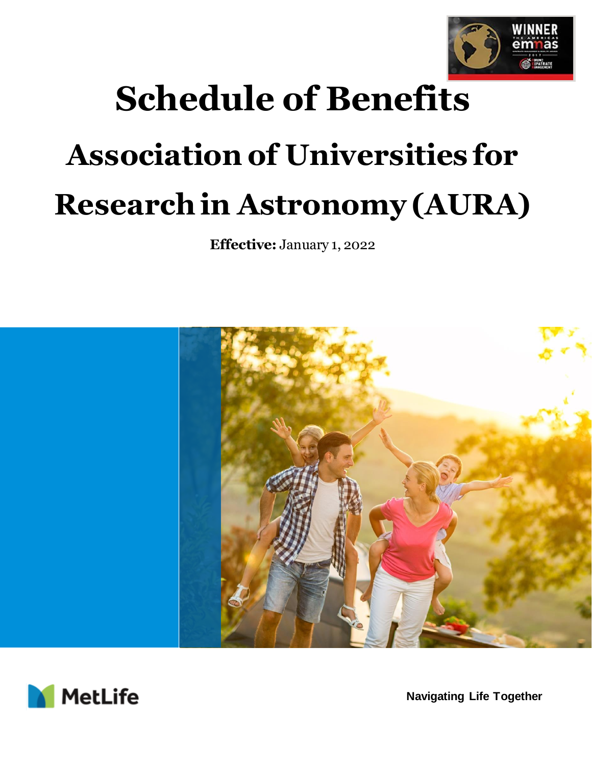# Schedule of Benefits

## Association of Universities for Research in Astronomy (AURA)

**Effective:** January 1, 2022

MetLife

**Navigating Life Together**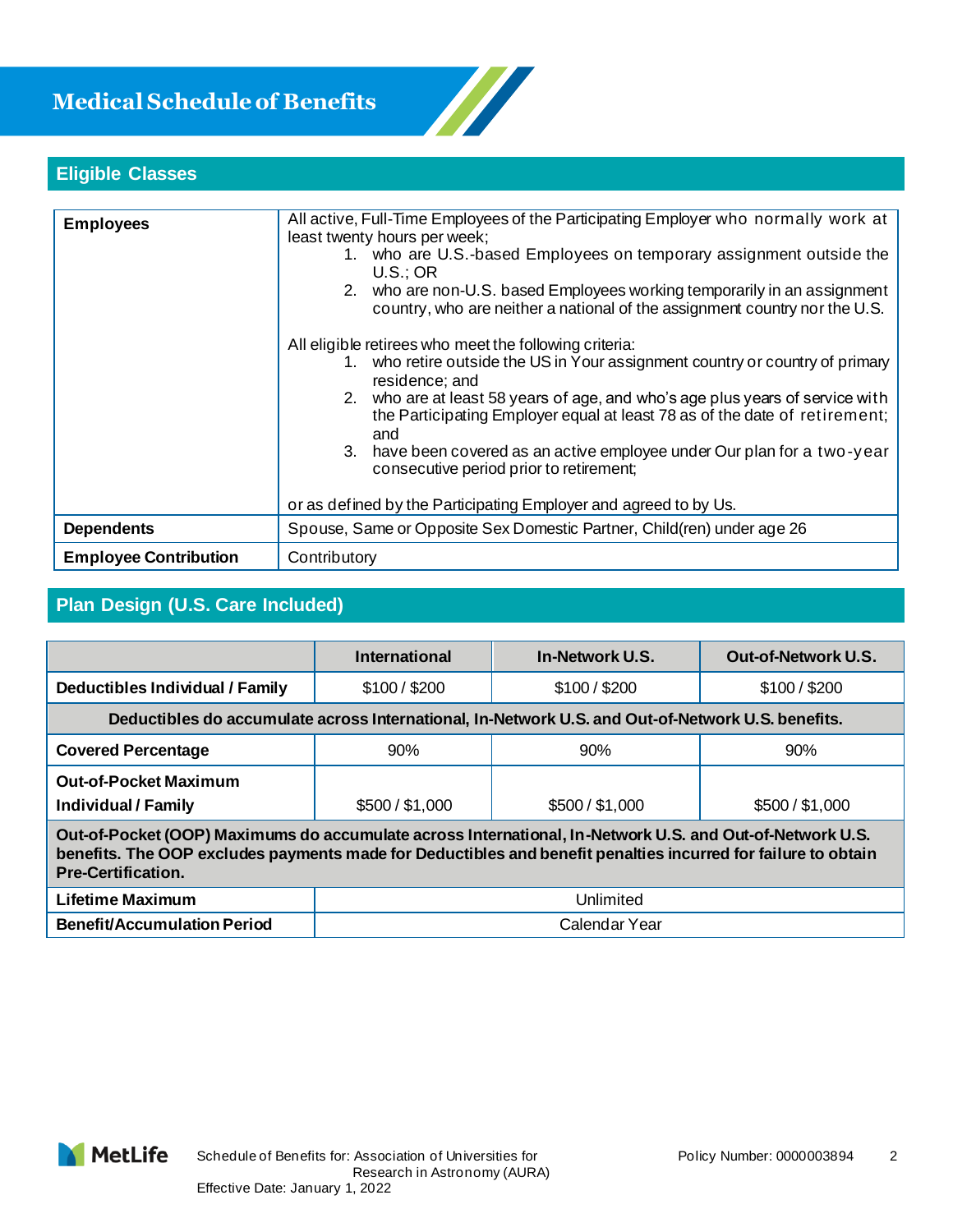# Medical Schedule of Benefits

## Eligible Classes

| | |
|---|---|
| **Employees** | All active, Full-Time Employees of the Participating Employer who normally work at least twenty hours per week;<br>1. who are U.S.-based Employees on temporary assignment outside the U.S.; OR<br>2. who are non-U.S. based Employees working temporarily in an assignment country, who are neither a national of the assignment country nor the U.S.<br><br>All eligible retirees who meet the following criteria:<br>1. who retire outside the US in Your assignment country or country of primary residence; and<br>2. who are at least 58 years of age, and who's age plus years of service with the Participating Employer equal at least 78 as of the date of retirement; and<br>3. have been covered as an active employee under Our plan for a two-year consecutive period prior to retirement;<br><br>or as defined by the Participating Employer and agreed to by Us. |
| **Dependents** | Spouse, Same or Opposite Sex Domestic Partner, Child(ren) under age 26 |
| **Employee Contribution** | Contributory |

## Plan Design (U.S. Care Included)

| | International | In-Network U.S. | Out-of-Network U.S. |
|---|---|---|---|
| **Deductibles Individual / Family** | $100 / $200 | $100 / $200 | $100 / $200 |
| **Deductibles do accumulate across International, In-Network U.S. and Out-of-Network U.S. benefits.** | | | |
| **Covered Percentage** | 90% | 90% | 90% |
| **Out-of-Pocket Maximum Individual / Family** | $500 / $1,000 | $500 / $1,000 | $500 / $1,000 |
| **Out-of-Pocket (OOP) Maximums do accumulate across International, In-Network U.S. and Out-of-Network U.S. benefits. The OOP excludes payments made for Deductibles and benefit penalties incurred for failure to obtain Pre-Certification.** | | | |
| **Lifetime Maximum** | Unlimited | | |
| **Benefit/Accumulation Period** | Calendar Year | | |

Schedule of Benefits for: Association of Universities for Research in Astronomy (AURA)
Effective Date: January 1, 2022
Policy Number: 0000003894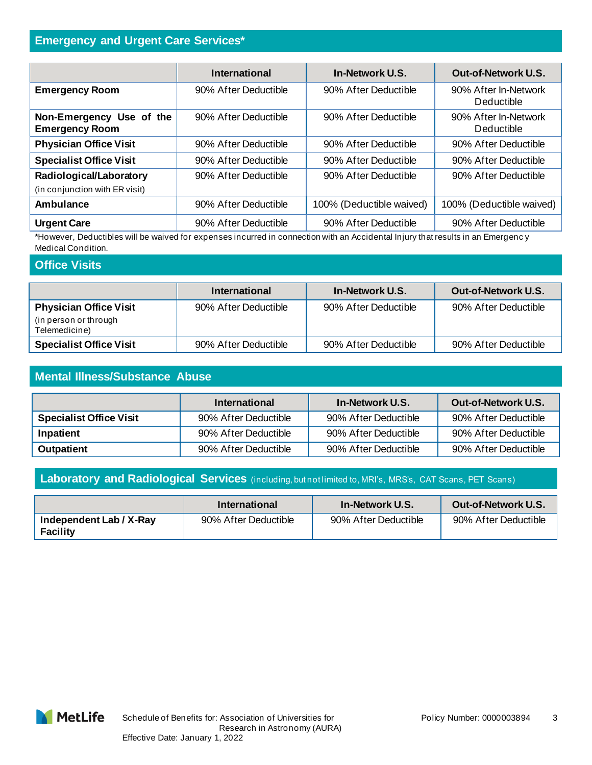## Emergency and Urgent Care Services*

| | International | In-Network U.S. | Out-of-Network U.S. |
|---|---|---|---|
| **Emergency Room** | 90% After Deductible | 90% After Deductible | 90% After In-Network Deductible |
| **Non-Emergency Use of the Emergency Room** | 90% After Deductible | 90% After Deductible | 90% After In-Network Deductible |
| **Physician Office Visit** | 90% After Deductible | 90% After Deductible | 90% After Deductible |
| **Specialist Office Visit** | 90% After Deductible | 90% After Deductible | 90% After Deductible |
| **Radiological/Laboratory** (in conjunction with ER visit) | 90% After Deductible | 90% After Deductible | 90% After Deductible |
| **Ambulance** | 90% After Deductible | 100% (Deductible waived) | 100% (Deductible waived) |
| **Urgent Care** | 90% After Deductible | 90% After Deductible | 90% After Deductible |

*However, Deductibles will be waived for expenses incurred in connection with an Accidental Injury that results in an Emergency Medical Condition.

## Office Visits

| | International | In-Network U.S. | Out-of-Network U.S. |
|---|---|---|---|
| **Physician Office Visit** (in person or through Telemedicine) | 90% After Deductible | 90% After Deductible | 90% After Deductible |
| **Specialist Office Visit** | 90% After Deductible | 90% After Deductible | 90% After Deductible |

## Mental Illness/Substance Abuse

| | International | In-Network U.S. | Out-of-Network U.S. |
|---|---|---|---|
| **Specialist Office Visit** | 90% After Deductible | 90% After Deductible | 90% After Deductible |
| **Inpatient** | 90% After Deductible | 90% After Deductible | 90% After Deductible |
| **Outpatient** | 90% After Deductible | 90% After Deductible | 90% After Deductible |

## Laboratory and Radiological Services (including, but not limited to, MRI's, MRS's, CAT Scans, PET Scans)

| | International | In-Network U.S. | Out-of-Network U.S. |
|---|---|---|---|
| **Independent Lab / X-Ray Facility** | 90% After Deductible | 90% After Deductible | 90% After Deductible |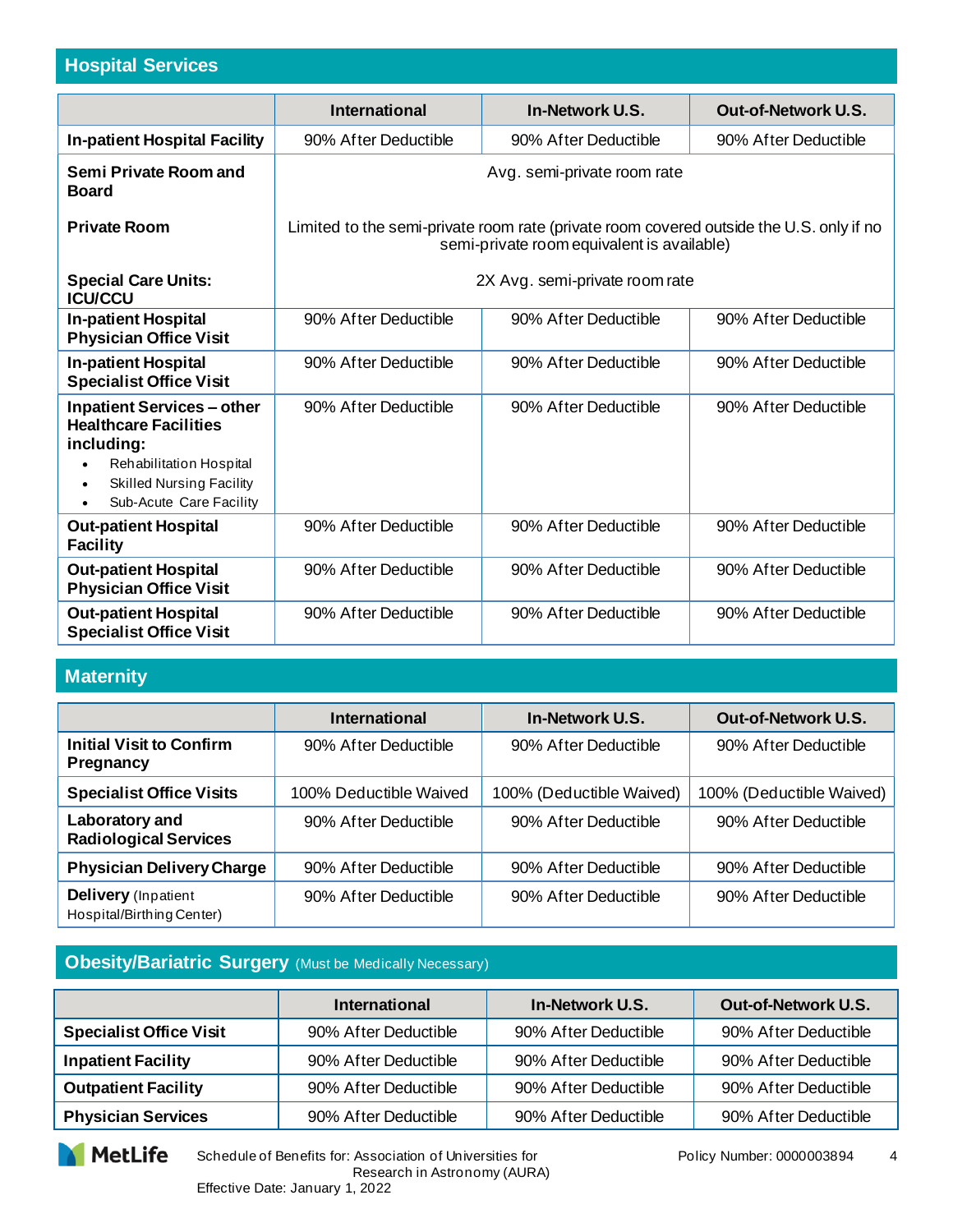## Hospital Services

| | International | In-Network U.S. | Out-of-Network U.S. |
|---|---|---|---|
| **In-patient Hospital Facility** | 90% After Deductible | 90% After Deductible | 90% After Deductible |
| **Semi Private Room and Board** | Avg. semi-private room rate | | |
| **Private Room** | Limited to the semi-private room rate (private room covered outside the U.S. only if no semi-private room equivalent is available) | | |
| **Special Care Units: ICU/CCU** | 2X Avg. semi-private room rate | | |
| **In-patient Hospital Physician Office Visit** | 90% After Deductible | 90% After Deductible | 90% After Deductible |
| **In-patient Hospital Specialist Office Visit** | 90% After Deductible | 90% After Deductible | 90% After Deductible |
| **Inpatient Services – other Healthcare Facilities including:** • Rehabilitation Hospital • Skilled Nursing Facility • Sub-Acute Care Facility | 90% After Deductible | 90% After Deductible | 90% After Deductible |
| **Out-patient Hospital Facility** | 90% After Deductible | 90% After Deductible | 90% After Deductible |
| **Out-patient Hospital Physician Office Visit** | 90% After Deductible | 90% After Deductible | 90% After Deductible |
| **Out-patient Hospital Specialist Office Visit** | 90% After Deductible | 90% After Deductible | 90% After Deductible |

## Maternity

| | International | In-Network U.S. | Out-of-Network U.S. |
|---|---|---|---|
| **Initial Visit to Confirm Pregnancy** | 90% After Deductible | 90% After Deductible | 90% After Deductible |
| **Specialist Office Visits** | 100% Deductible Waived | 100% (Deductible Waived) | 100% (Deductible Waived) |
| **Laboratory and Radiological Services** | 90% After Deductible | 90% After Deductible | 90% After Deductible |
| **Physician Delivery Charge** | 90% After Deductible | 90% After Deductible | 90% After Deductible |
| **Delivery** (Inpatient Hospital/Birthing Center) | 90% After Deductible | 90% After Deductible | 90% After Deductible |

## Obesity/Bariatric Surgery (Must be Medically Necessary)

| | International | In-Network U.S. | Out-of-Network U.S. |
|---|---|---|---|
| **Specialist Office Visit** | 90% After Deductible | 90% After Deductible | 90% After Deductible |
| **Inpatient Facility** | 90% After Deductible | 90% After Deductible | 90% After Deductible |
| **Outpatient Facility** | 90% After Deductible | 90% After Deductible | 90% After Deductible |
| **Physician Services** | 90% After Deductible | 90% After Deductible | 90% After Deductible |

MetLife Schedule of Benefits for: Association of Universities for Research in Astronomy (AURA)
Effective Date: January 1, 2022
Policy Number: 0000003894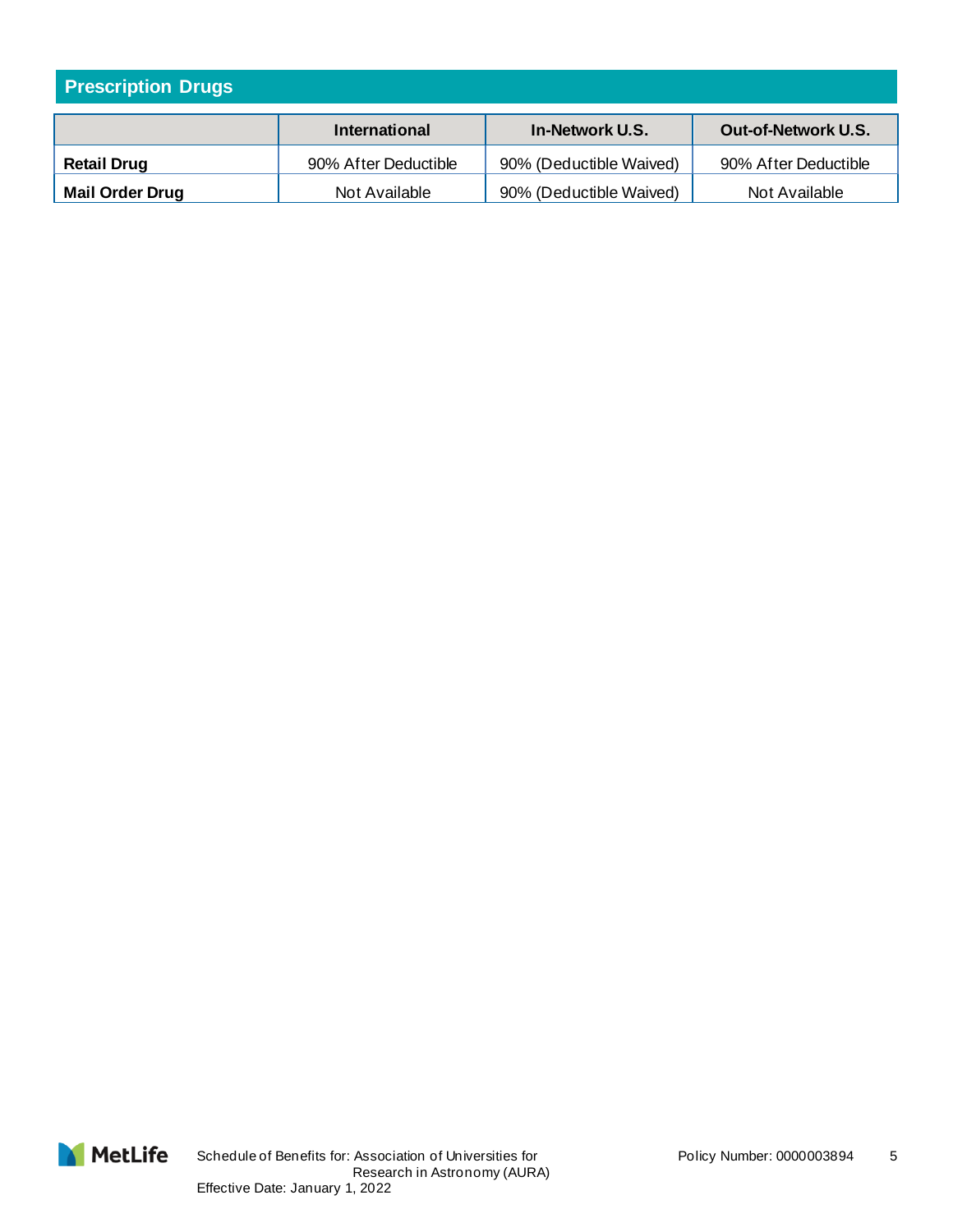## Prescription Drugs

| | International | In-Network U.S. | Out-of-Network U.S. |
|---|---|---|---|
| **Retail Drug** | 90% After Deductible | 90% (Deductible Waived) | 90% After Deductible |
| **Mail Order Drug** | Not Available | 90% (Deductible Waived) | Not Available |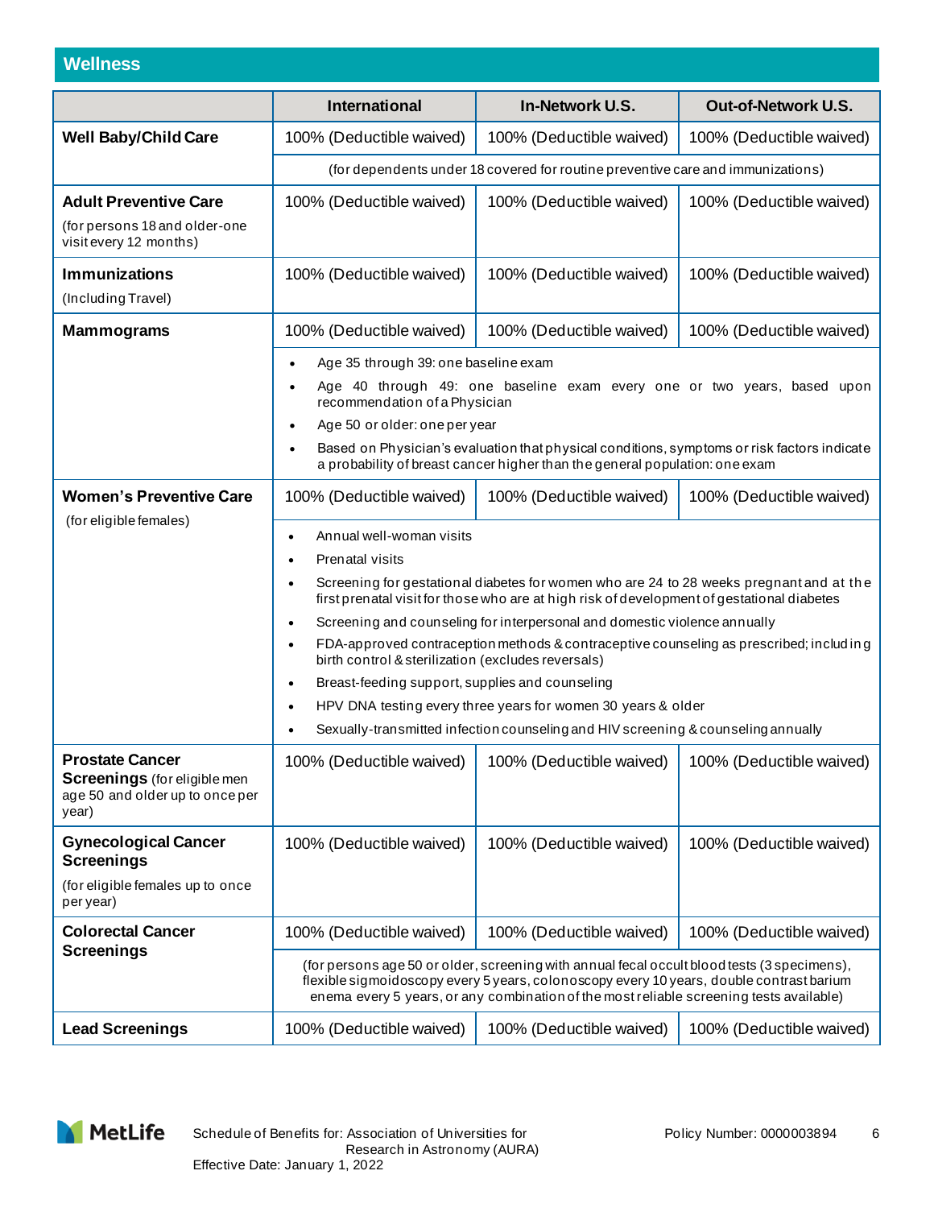## Wellness

| | International | In-Network U.S. | Out-of-Network U.S. |
|---|---|---|---|
| **Well Baby/Child Care** | 100% (Deductible waived) | 100% (Deductible waived) | 100% (Deductible waived) |
| | (for dependents under 18 covered for routine preventive care and immunizations) | | |
| **Adult Preventive Care** (for persons 18 and older-one visit every 12 months) | 100% (Deductible waived) | 100% (Deductible waived) | 100% (Deductible waived) |
| **Immunizations** (Including Travel) | 100% (Deductible waived) | 100% (Deductible waived) | 100% (Deductible waived) |
| **Mammograms** | 100% (Deductible waived) | 100% (Deductible waived) | 100% (Deductible waived) |
| | • Age 35 through 39: one baseline exam<br>• Age 40 through 49: one baseline exam every one or two years, based upon recommendation of a Physician<br>• Age 50 or older: one per year<br>• Based on Physician's evaluation that physical conditions, symptoms or risk factors indicate a probability of breast cancer higher than the general population: one exam | | |
| **Women's Preventive Care** (for eligible females) | 100% (Deductible waived) | 100% (Deductible waived) | 100% (Deductible waived) |
| | • Annual well-woman visits<br>• Prenatal visits<br>• Screening for gestational diabetes for women who are 24 to 28 weeks pregnant and at the first prenatal visit for those who are at high risk of development of gestational diabetes<br>• Screening and counseling for interpersonal and domestic violence annually<br>• FDA-approved contraception methods & contraceptive counseling as prescribed; including birth control & sterilization (excludes reversals)<br>• Breast-feeding support, supplies and counseling<br>• HPV DNA testing every three years for women 30 years & older<br>• Sexually-transmitted infection counseling and HIV screening & counseling annually | | |
| **Prostate Cancer Screenings** (for eligible men age 50 and older up to once per year) | 100% (Deductible waived) | 100% (Deductible waived) | 100% (Deductible waived) |
| **Gynecological Cancer Screenings** (for eligible females up to once per year) | 100% (Deductible waived) | 100% (Deductible waived) | 100% (Deductible waived) |
| **Colorectal Cancer Screenings** | 100% (Deductible waived) | 100% (Deductible waived) | 100% (Deductible waived) |
| | (for persons age 50 or older, screening with annual fecal occult blood tests (3 specimens), flexible sigmoidoscopy every 5 years, colonoscopy every 10 years, double contrast barium enema every 5 years, or any combination of the most reliable screening tests available) | | |
| **Lead Screenings** | 100% (Deductible waived) | 100% (Deductible waived) | 100% (Deductible waived) |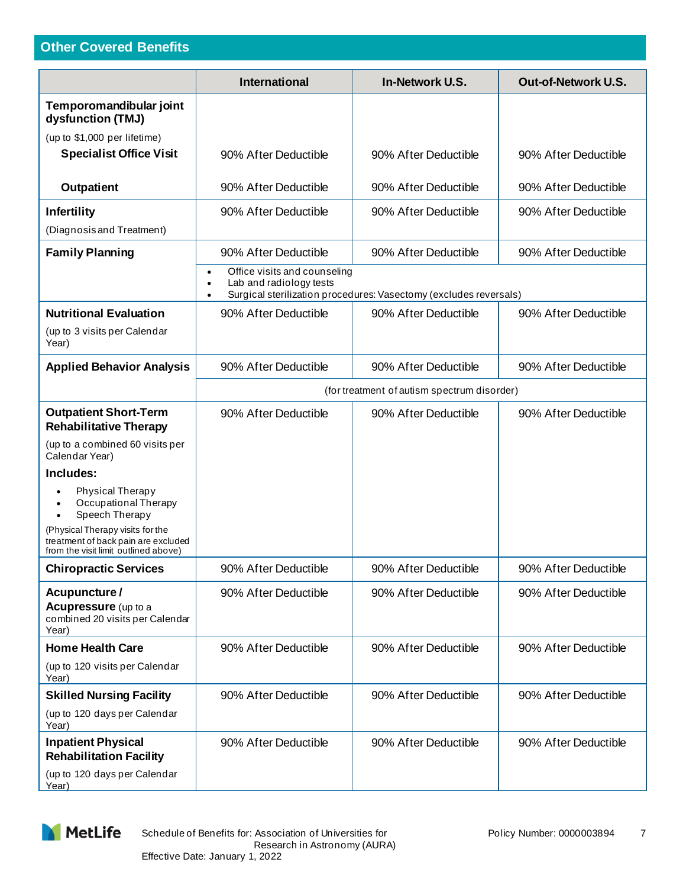## Other Covered Benefits

| | International | In-Network U.S. | Out-of-Network U.S. |
|---|---|---|---|
| **Temporomandibular joint dysfunction (TMJ)** (up to $1,000 per lifetime) | | | |
| **Specialist Office Visit** | 90% After Deductible | 90% After Deductible | 90% After Deductible |
| **Outpatient** | 90% After Deductible | 90% After Deductible | 90% After Deductible |
| **Infertility** (Diagnosis and Treatment) | 90% After Deductible | 90% After Deductible | 90% After Deductible |
| **Family Planning** | 90% After Deductible | 90% After Deductible | 90% After Deductible |
| | • Office visits and counseling<br>• Lab and radiology tests<br>• Surgical sterilization procedures: Vasectomy (excludes reversals) | | |
| **Nutritional Evaluation** (up to 3 visits per Calendar Year) | 90% After Deductible | 90% After Deductible | 90% After Deductible |
| **Applied Behavior Analysis** | 90% After Deductible | 90% After Deductible | 90% After Deductible |
| | (for treatment of autism spectrum disorder) | | |
| **Outpatient Short-Term Rehabilitative Therapy** (up to a combined 60 visits per Calendar Year)<br>**Includes:**<br>• Physical Therapy<br>• Occupational Therapy<br>• Speech Therapy<br>(Physical Therapy visits for the treatment of back pain are excluded from the visit limit outlined above) | 90% After Deductible | 90% After Deductible | 90% After Deductible |
| **Chiropractic Services** | 90% After Deductible | 90% After Deductible | 90% After Deductible |
| **Acupuncture / Acupressure** (up to a combined 20 visits per Calendar Year) | 90% After Deductible | 90% After Deductible | 90% After Deductible |
| **Home Health Care** (up to 120 visits per Calendar Year) | 90% After Deductible | 90% After Deductible | 90% After Deductible |
| **Skilled Nursing Facility** (up to 120 days per Calendar Year) | 90% After Deductible | 90% After Deductible | 90% After Deductible |
| **Inpatient Physical Rehabilitation Facility** (up to 120 days per Calendar Year) | 90% After Deductible | 90% After Deductible | 90% After Deductible |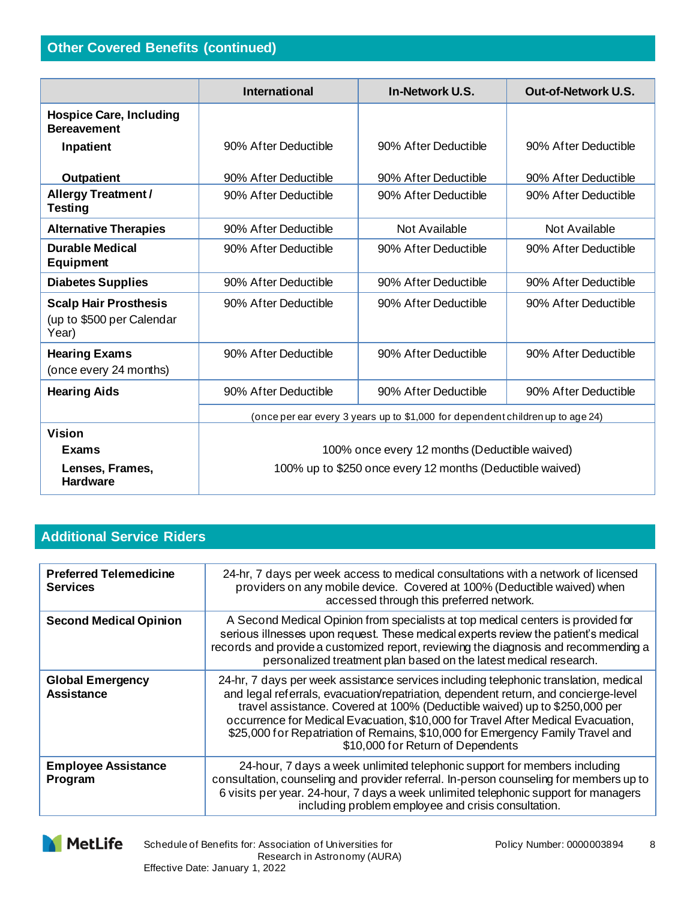## Other Covered Benefits (continued)

| | International | In-Network U.S. | Out-of-Network U.S. |
|---|---|---|---|
| **Hospice Care, Including Bereavement** | | | |
| **Inpatient** | 90% After Deductible | 90% After Deductible | 90% After Deductible |
| **Outpatient** | 90% After Deductible | 90% After Deductible | 90% After Deductible |
| **Allergy Treatment / Testing** | 90% After Deductible | 90% After Deductible | 90% After Deductible |
| **Alternative Therapies** | 90% After Deductible | Not Available | Not Available |
| **Durable Medical Equipment** | 90% After Deductible | 90% After Deductible | 90% After Deductible |
| **Diabetes Supplies** | 90% After Deductible | 90% After Deductible | 90% After Deductible |
| **Scalp Hair Prosthesis** (up to $500 per Calendar Year) | 90% After Deductible | 90% After Deductible | 90% After Deductible |
| **Hearing Exams** (once every 24 months) | 90% After Deductible | 90% After Deductible | 90% After Deductible |
| **Hearing Aids** | 90% After Deductible | 90% After Deductible | 90% After Deductible |
| | (once per ear every 3 years up to $1,000 for dependent children up to age 24) | | |
| **Vision** | | | |
| **Exams** | 100% once every 12 months (Deductible waived) | | |
| **Lenses, Frames, Hardware** | 100% up to $250 once every 12 months (Deductible waived) | | |

## Additional Service Riders

| | |
|---|---|
| **Preferred Telemedicine Services** | 24-hr, 7 days per week access to medical consultations with a network of licensed providers on any mobile device. Covered at 100% (Deductible waived) when accessed through this preferred network. |
| **Second Medical Opinion** | A Second Medical Opinion from specialists at top medical centers is provided for serious illnesses upon request. These medical experts review the patient's medical records and provide a customized report, reviewing the diagnosis and recommending a personalized treatment plan based on the latest medical research. |
| **Global Emergency Assistance** | 24-hr, 7 days per week assistance services including telephonic translation, medical and legal referrals, evacuation/repatriation, dependent return, and concierge-level travel assistance. Covered at 100% (Deductible waived) up to $250,000 per occurrence for Medical Evacuation, $10,000 for Travel After Medical Evacuation, $25,000 for Repatriation of Remains, $10,000 for Emergency Family Travel and $10,000 for Return of Dependents |
| **Employee Assistance Program** | 24-hour, 7 days a week unlimited telephonic support for members including consultation, counseling and provider referral. In-person counseling for members up to 6 visits per year. 24-hour, 7 days a week unlimited telephonic support for managers including problem employee and crisis consultation. |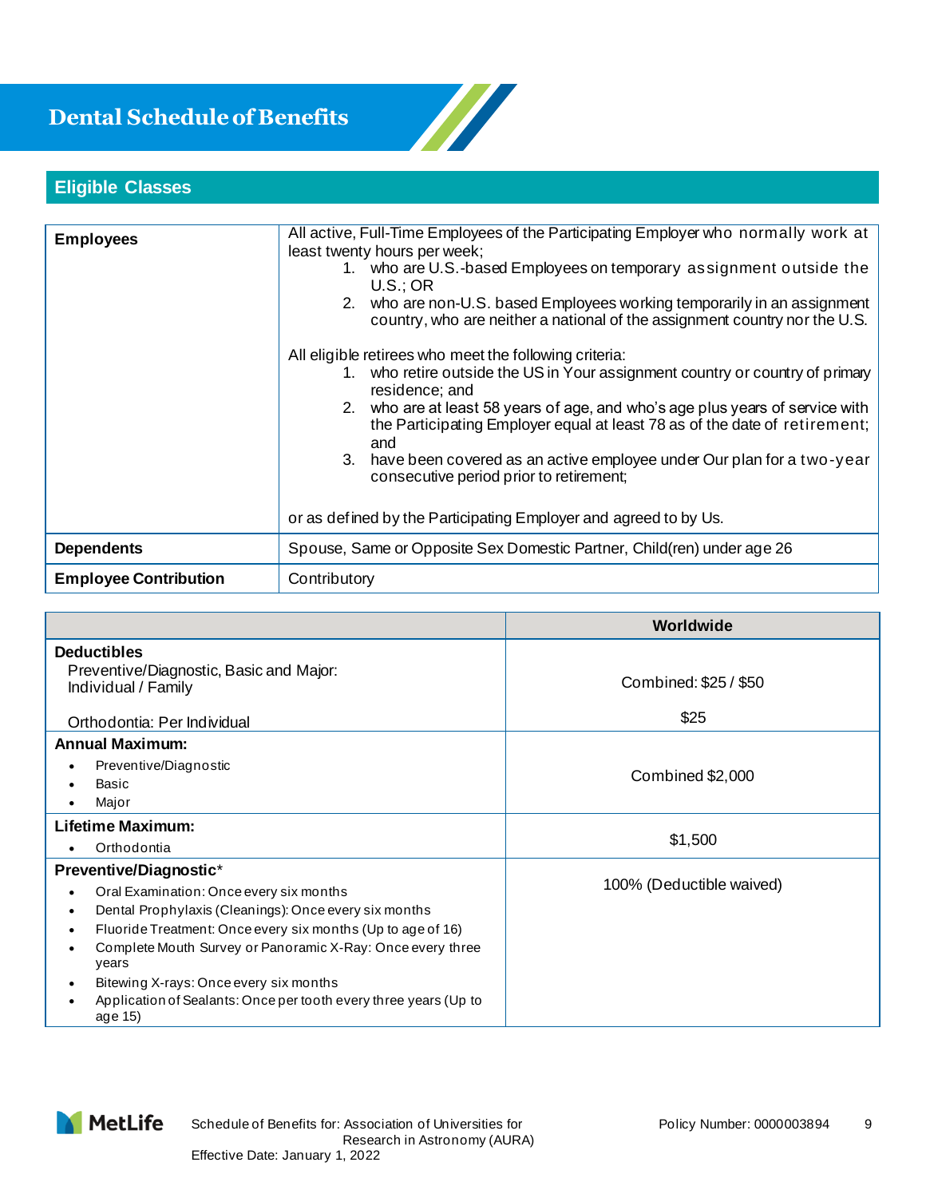# Dental Schedule of Benefits

## Eligible Classes

| | |
|---|---|
| **Employees** | All active, Full-Time Employees of the Participating Employer who normally work at least twenty hours per week;<br>1. who are U.S.-based Employees on temporary assignment outside the U.S.; OR<br>2. who are non-U.S. based Employees working temporarily in an assignment country, who are neither a national of the assignment country nor the U.S.<br><br>All eligible retirees who meet the following criteria:<br>1. who retire outside the US in Your assignment country or country of primary residence; and<br>2. who are at least 58 years of age, and who's age plus years of service with the Participating Employer equal at least 78 as of the date of retirement; and<br>3. have been covered as an active employee under Our plan for a two-year consecutive period prior to retirement;<br><br>or as defined by the Participating Employer and agreed to by Us. |
| **Dependents** | Spouse, Same or Opposite Sex Domestic Partner, Child(ren) under age 26 |
| **Employee Contribution** | Contributory |

| | Worldwide |
|---|---|
| **Deductibles**<br>Preventive/Diagnostic, Basic and Major:<br>Individual / Family<br><br>Orthodontia: Per Individual | Combined: $25 / $50<br><br>$25 |
| **Annual Maximum:**<br>• Preventive/Diagnostic<br>• Basic<br>• Major | Combined $2,000 |
| **Lifetime Maximum:**<br>• Orthodontia | $1,500 |
| **Preventive/Diagnostic***<br>• Oral Examination: Once every six months<br>• Dental Prophylaxis (Cleanings): Once every six months<br>• Fluoride Treatment: Once every six months (Up to age of 16)<br>• Complete Mouth Survey or Panoramic X-Ray: Once every three years<br>• Bitewing X-rays: Once every six months<br>• Application of Sealants: Once per tooth every three years (Up to age 15) | 100% (Deductible waived) |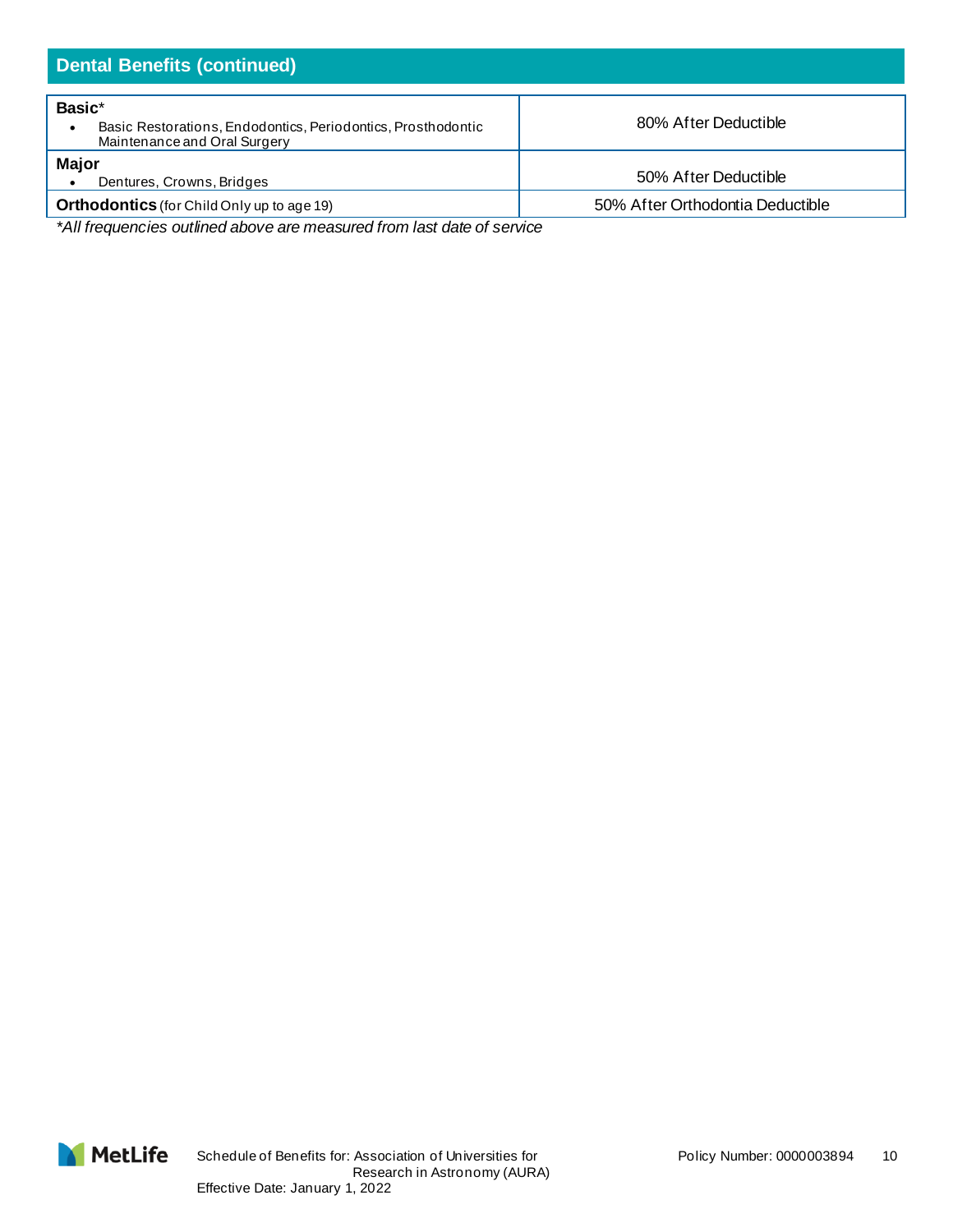## Dental Benefits (continued)

| | |
|---|---|
| **Basic***<br>• Basic Restorations, Endodontics, Periodontics, Prosthodontic Maintenance and Oral Surgery | 80% After Deductible |
| **Major**<br>• Dentures, Crowns, Bridges | 50% After Deductible |
| **Orthodontics** (for Child Only up to age 19) | 50% After Orthodontia Deductible |

**All frequencies outlined above are measured from last date of service*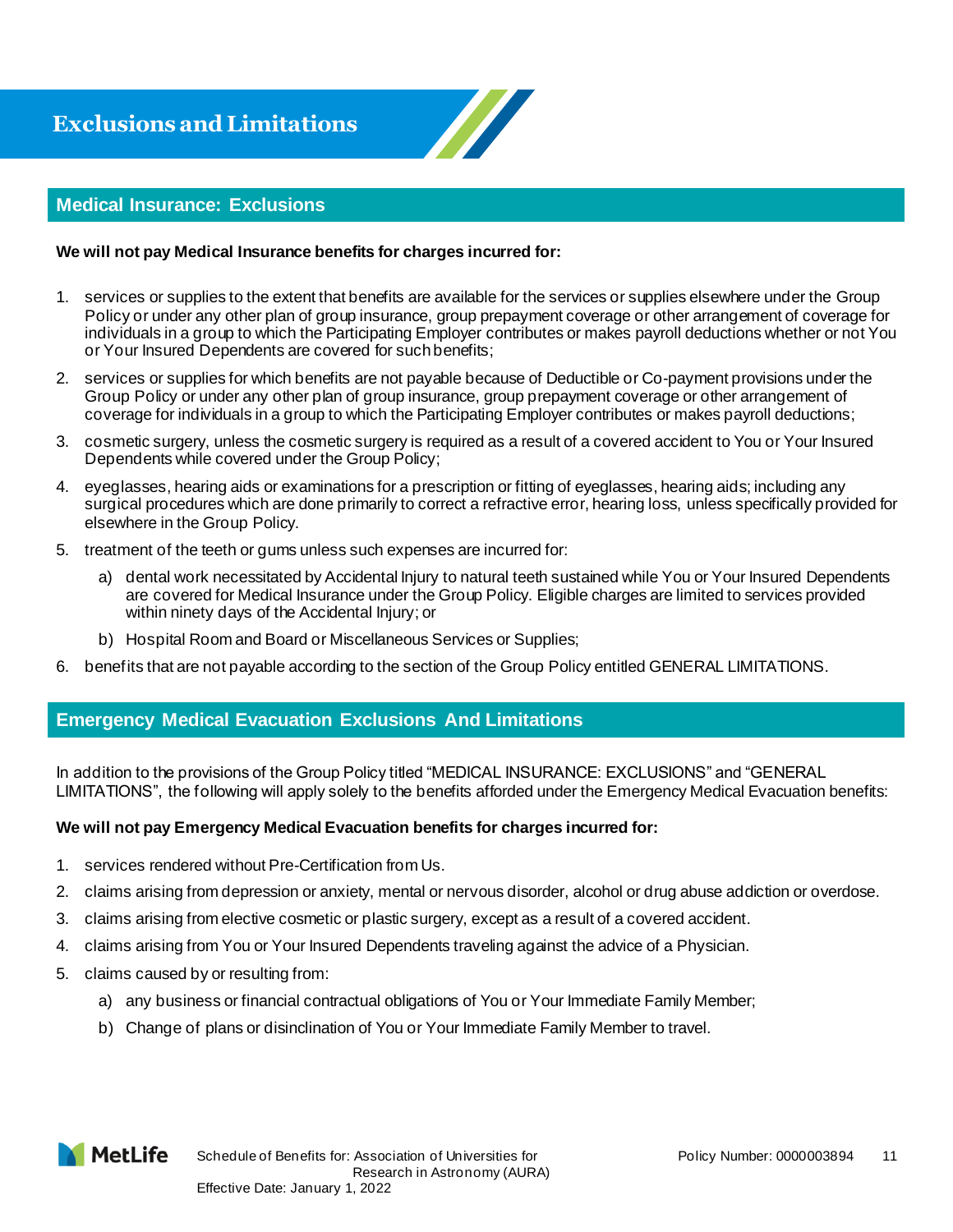# Exclusions and Limitations

## Medical Insurance: Exclusions

**We will not pay Medical Insurance benefits for charges incurred for:**

1. services or supplies to the extent that benefits are available for the services or supplies elsewhere under the Group Policy or under any other plan of group insurance, group prepayment coverage or other arrangement of coverage for individuals in a group to which the Participating Employer contributes or makes payroll deductions whether or not You or Your Insured Dependents are covered for such benefits;
2. services or supplies for which benefits are not payable because of Deductible or Co-payment provisions under the Group Policy or under any other plan of group insurance, group prepayment coverage or other arrangement of coverage for individuals in a group to which the Participating Employer contributes or makes payroll deductions;
3. cosmetic surgery, unless the cosmetic surgery is required as a result of a covered accident to You or Your Insured Dependents while covered under the Group Policy;
4. eyeglasses, hearing aids or examinations for a prescription or fitting of eyeglasses, hearing aids; including any surgical procedures which are done primarily to correct a refractive error, hearing loss, unless specifically provided for elsewhere in the Group Policy.
5. treatment of the teeth or gums unless such expenses are incurred for:
   a) dental work necessitated by Accidental Injury to natural teeth sustained while You or Your Insured Dependents are covered for Medical Insurance under the Group Policy. Eligible charges are limited to services provided within ninety days of the Accidental Injury; or
   b) Hospital Room and Board or Miscellaneous Services or Supplies;
6. benefits that are not payable according to the section of the Group Policy entitled GENERAL LIMITATIONS.

## Emergency Medical Evacuation Exclusions And Limitations

In addition to the provisions of the Group Policy titled "MEDICAL INSURANCE: EXCLUSIONS" and "GENERAL LIMITATIONS", the following will apply solely to the benefits afforded under the Emergency Medical Evacuation benefits:

**We will not pay Emergency Medical Evacuation benefits for charges incurred for:**

1. services rendered without Pre-Certification from Us.
2. claims arising from depression or anxiety, mental or nervous disorder, alcohol or drug abuse addiction or overdose.
3. claims arising from elective cosmetic or plastic surgery, except as a result of a covered accident.
4. claims arising from You or Your Insured Dependents traveling against the advice of a Physician.
5. claims caused by or resulting from:
   a) any business or financial contractual obligations of You or Your Immediate Family Member;
   b) Change of plans or disinclination of You or Your Immediate Family Member to travel.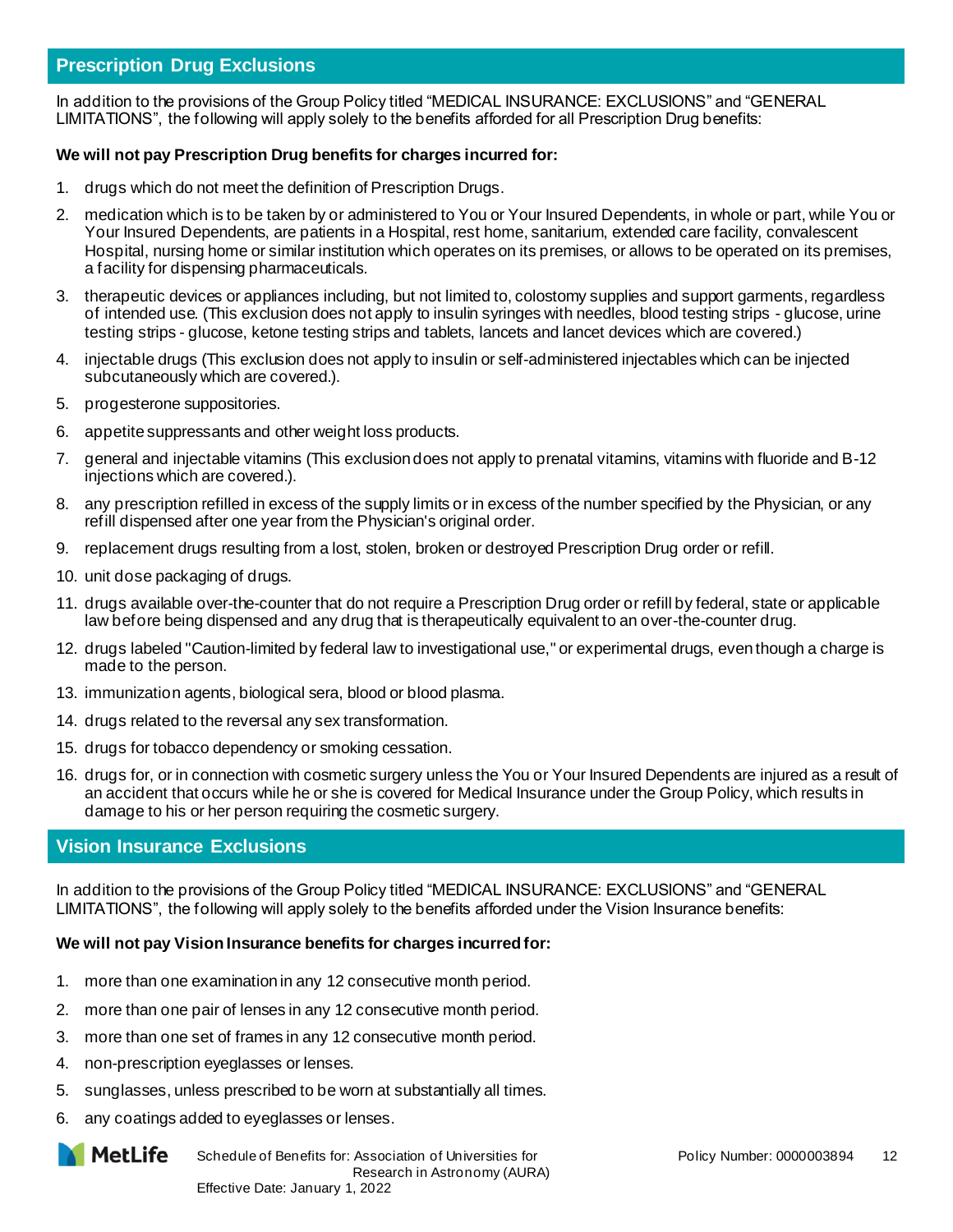## Prescription Drug Exclusions

In addition to the provisions of the Group Policy titled "MEDICAL INSURANCE: EXCLUSIONS" and "GENERAL LIMITATIONS", the following will apply solely to the benefits afforded for all Prescription Drug benefits:

**We will not pay Prescription Drug benefits for charges incurred for:**

1. drugs which do not meet the definition of Prescription Drugs.
2. medication which is to be taken by or administered to You or Your Insured Dependents, in whole or part, while You or Your Insured Dependents, are patients in a Hospital, rest home, sanitarium, extended care facility, convalescent Hospital, nursing home or similar institution which operates on its premises, or allows to be operated on its premises, a facility for dispensing pharmaceuticals.
3. therapeutic devices or appliances including, but not limited to, colostomy supplies and support garments, regardless of intended use. (This exclusion does not apply to insulin syringes with needles, blood testing strips - glucose, urine testing strips - glucose, ketone testing strips and tablets, lancets and lancet devices which are covered.)
4. injectable drugs (This exclusion does not apply to insulin or self-administered injectables which can be injected subcutaneously which are covered.).
5. progesterone suppositories.
6. appetite suppressants and other weight loss products.
7. general and injectable vitamins (This exclusion does not apply to prenatal vitamins, vitamins with fluoride and B-12 injections which are covered.).
8. any prescription refilled in excess of the supply limits or in excess of the number specified by the Physician, or any refill dispensed after one year from the Physician's original order.
9. replacement drugs resulting from a lost, stolen, broken or destroyed Prescription Drug order or refill.
10. unit dose packaging of drugs.
11. drugs available over-the-counter that do not require a Prescription Drug order or refill by federal, state or applicable law before being dispensed and any drug that is therapeutically equivalent to an over-the-counter drug.
12. drugs labeled "Caution-limited by federal law to investigational use," or experimental drugs, even though a charge is made to the person.
13. immunization agents, biological sera, blood or blood plasma.
14. drugs related to the reversal any sex transformation.
15. drugs for tobacco dependency or smoking cessation.
16. drugs for, or in connection with cosmetic surgery unless the You or Your Insured Dependents are injured as a result of an accident that occurs while he or she is covered for Medical Insurance under the Group Policy, which results in damage to his or her person requiring the cosmetic surgery.

## Vision Insurance Exclusions

In addition to the provisions of the Group Policy titled "MEDICAL INSURANCE: EXCLUSIONS" and "GENERAL LIMITATIONS", the following will apply solely to the benefits afforded under the Vision Insurance benefits:

**We will not pay Vision Insurance benefits for charges incurred for:**

1. more than one examination in any 12 consecutive month period.
2. more than one pair of lenses in any 12 consecutive month period.
3. more than one set of frames in any 12 consecutive month period.
4. non-prescription eyeglasses or lenses.
5. sunglasses, unless prescribed to be worn at substantially all times.
6. any coatings added to eyeglasses or lenses.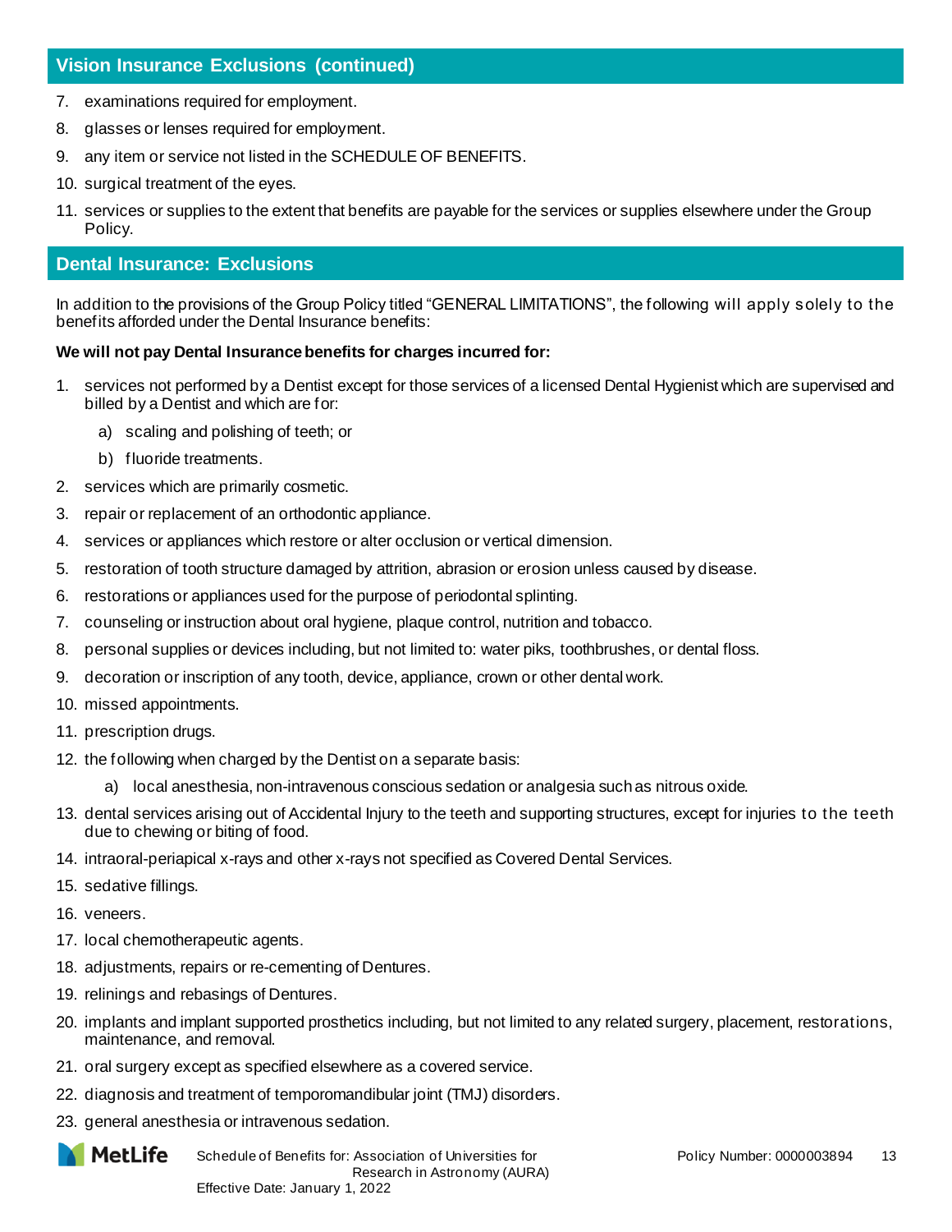## Vision Insurance Exclusions (continued)

7. examinations required for employment.
8. glasses or lenses required for employment.
9. any item or service not listed in the SCHEDULE OF BENEFITS.
10. surgical treatment of the eyes.
11. services or supplies to the extent that benefits are payable for the services or supplies elsewhere under the Group Policy.

## Dental Insurance: Exclusions

In addition to the provisions of the Group Policy titled "GENERAL LIMITATIONS", the following will apply solely to the benefits afforded under the Dental Insurance benefits:

**We will not pay Dental Insurance benefits for charges incurred for:**

1. services not performed by a Dentist except for those services of a licensed Dental Hygienist which are supervised and billed by a Dentist and which are for:
   a) scaling and polishing of teeth; or
   b) fluoride treatments.
2. services which are primarily cosmetic.
3. repair or replacement of an orthodontic appliance.
4. services or appliances which restore or alter occlusion or vertical dimension.
5. restoration of tooth structure damaged by attrition, abrasion or erosion unless caused by disease.
6. restorations or appliances used for the purpose of periodontal splinting.
7. counseling or instruction about oral hygiene, plaque control, nutrition and tobacco.
8. personal supplies or devices including, but not limited to: water piks, toothbrushes, or dental floss.
9. decoration or inscription of any tooth, device, appliance, crown or other dental work.
10. missed appointments.
11. prescription drugs.
12. the following when charged by the Dentist on a separate basis:
    a) local anesthesia, non-intravenous conscious sedation or analgesia such as nitrous oxide.
13. dental services arising out of Accidental Injury to the teeth and supporting structures, except for injuries to the teeth due to chewing or biting of food.
14. intraoral-periapical x-rays and other x-rays not specified as Covered Dental Services.
15. sedative fillings.
16. veneers.
17. local chemotherapeutic agents.
18. adjustments, repairs or re-cementing of Dentures.
19. relinings and rebasings of Dentures.
20. implants and implant supported prosthetics including, but not limited to any related surgery, placement, restorations, maintenance, and removal.
21. oral surgery except as specified elsewhere as a covered service.
22. diagnosis and treatment of temporomandibular joint (TMJ) disorders.
23. general anesthesia or intravenous sedation.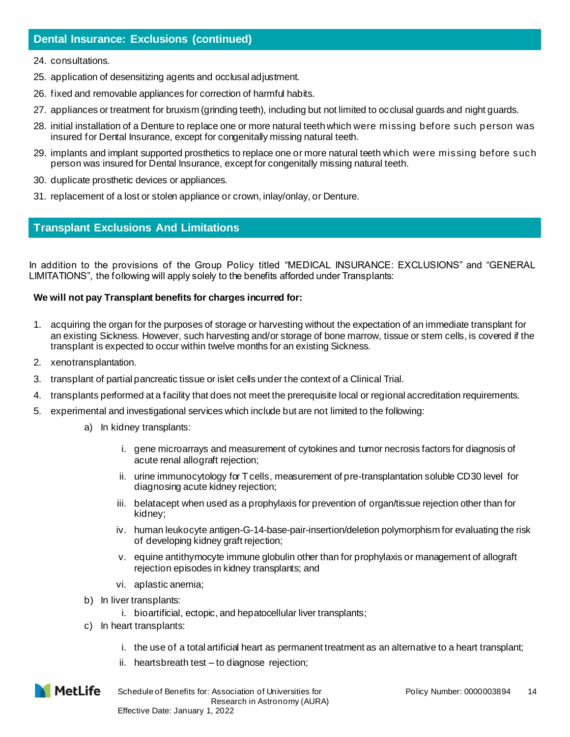## Dental Insurance: Exclusions (continued)

24. consultations.
25. application of desensitizing agents and occlusal adjustment.
26. fixed and removable appliances for correction of harmful habits.
27. appliances or treatment for bruxism (grinding teeth), including but not limited to occlusal guards and night guards.
28. initial installation of a Denture to replace one or more natural teeth which were missing before such person was insured for Dental Insurance, except for congenitally missing natural teeth.
29. implants and implant supported prosthetics to replace one or more natural teeth which were missing before such person was insured for Dental Insurance, except for congenitally missing natural teeth.
30. duplicate prosthetic devices or appliances.
31. replacement of a lost or stolen appliance or crown, inlay/onlay, or Denture.

## Transplant Exclusions And Limitations

In addition to the provisions of the Group Policy titled "MEDICAL INSURANCE: EXCLUSIONS" and "GENERAL LIMITATIONS", the following will apply solely to the benefits afforded under Transplants:

**We will not pay Transplant benefits for charges incurred for:**

1. acquiring the organ for the purposes of storage or harvesting without the expectation of an immediate transplant for an existing Sickness. However, such harvesting and/or storage of bone marrow, tissue or stem cells, is covered if the transplant is expected to occur within twelve months for an existing Sickness.
2. xenotransplantation.
3. transplant of partial pancreatic tissue or islet cells under the context of a Clinical Trial.
4. transplants performed at a facility that does not meet the prerequisite local or regional accreditation requirements.
5. experimental and investigational services which include but are not limited to the following:
   a) In kidney transplants:
      i. gene microarrays and measurement of cytokines and tumor necrosis factors for diagnosis of acute renal allograft rejection;
      ii. urine immunocytology for T cells, measurement of pre-transplantation soluble CD30 level for diagnosing acute kidney rejection;
      iii. belatacept when used as a prophylaxis for prevention of organ/tissue rejection other than for kidney;
      iv. human leukocyte antigen-G-14-base-pair-insertion/deletion polymorphism for evaluating the risk of developing kidney graft rejection;
      v. equine antithymocyte immune globulin other than for prophylaxis or management of allograft rejection episodes in kidney transplants; and
      vi. aplastic anemia;
   b) In liver transplants:
      i. bioartificial, ectopic, and hepatocellular liver transplants;
   c) In heart transplants:
      i. the use of a total artificial heart as permanent treatment as an alternative to a heart transplant;
      ii. heartsbreath test – to diagnose rejection;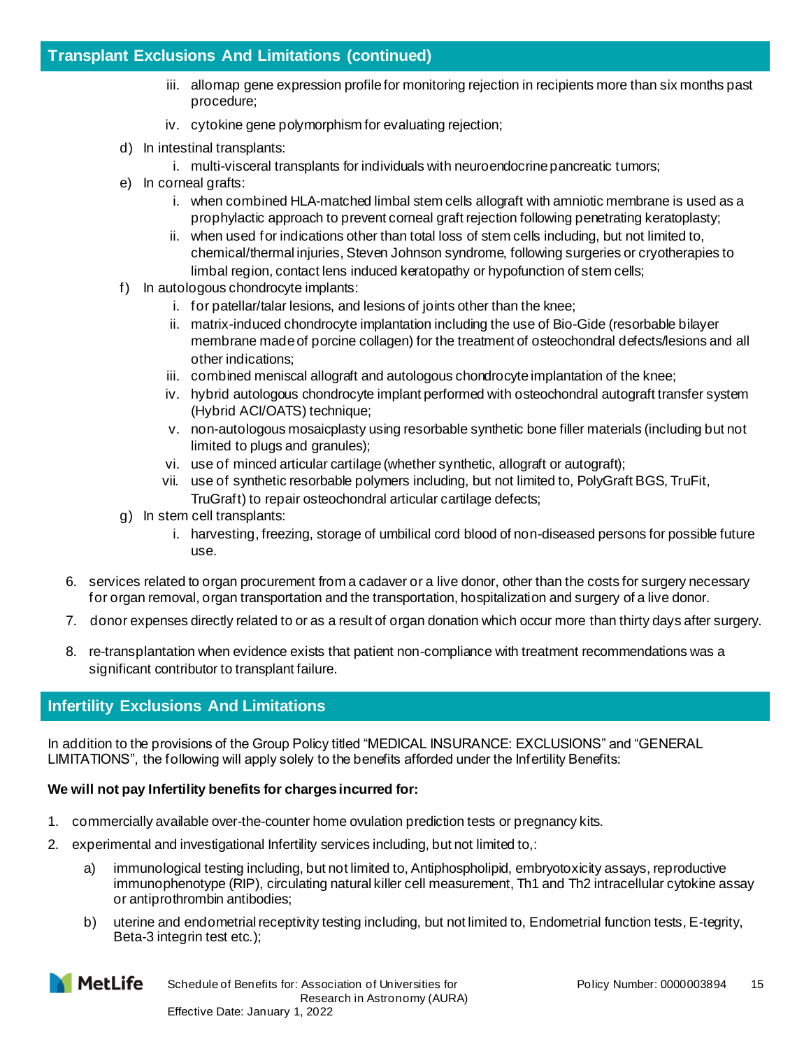## Transplant Exclusions And Limitations (continued)

    iii. allomap gene expression profile for monitoring rejection in recipients more than six months past procedure;
    iv. cytokine gene polymorphism for evaluating rejection;

d) In intestinal transplants:
    i. multi-visceral transplants for individuals with neuroendocrine pancreatic tumors;

e) In corneal grafts:
    i. when combined HLA-matched limbal stem cells allograft with amniotic membrane is used as a prophylactic approach to prevent corneal graft rejection following penetrating keratoplasty;
    ii. when used for indications other than total loss of stem cells including, but not limited to, chemical/thermal injuries, Steven Johnson syndrome, following surgeries or cryotherapies to limbal region, contact lens induced keratopathy or hypofunction of stem cells;

f) In autologous chondrocyte implants:
    i. for patellar/talar lesions, and lesions of joints other than the knee;
    ii. matrix-induced chondrocyte implantation including the use of Bio-Gide (resorbable bilayer membrane made of porcine collagen) for the treatment of osteochondral defects/lesions and all other indications;
    iii. combined meniscal allograft and autologous chondrocyte implantation of the knee;
    iv. hybrid autologous chondrocyte implant performed with osteochondral autograft transfer system (Hybrid ACI/OATS) technique;
    v. non-autologous mosaicplasty using resorbable synthetic bone filler materials (including but not limited to plugs and granules);
    vi. use of minced articular cartilage (whether synthetic, allograft or autograft);
    vii. use of synthetic resorbable polymers including, but not limited to, PolyGraft BGS, TruFit, TruGraft) to repair osteochondral articular cartilage defects;

g) In stem cell transplants:
    i. harvesting, freezing, storage of umbilical cord blood of non-diseased persons for possible future use.

6. services related to organ procurement from a cadaver or a live donor, other than the costs for surgery necessary for organ removal, organ transportation and the transportation, hospitalization and surgery of a live donor.
7. donor expenses directly related to or as a result of organ donation which occur more than thirty days after surgery.
8. re-transplantation when evidence exists that patient non-compliance with treatment recommendations was a significant contributor to transplant failure.

## Infertility Exclusions And Limitations

In addition to the provisions of the Group Policy titled "MEDICAL INSURANCE: EXCLUSIONS" and "GENERAL LIMITATIONS", the following will apply solely to the benefits afforded under the Infertility Benefits:

**We will not pay Infertility benefits for charges incurred for:**

1. commercially available over-the-counter home ovulation prediction tests or pregnancy kits.
2. experimental and investigational Infertility services including, but not limited to,:
    a) immunological testing including, but not limited to, Antiphospholipid, embryotoxicity assays, reproductive immunophenotype (RIP), circulating natural killer cell measurement, Th1 and Th2 intracellular cytokine assay or antiprothrombin antibodies;
    b) uterine and endometrial receptivity testing including, but not limited to, Endometrial function tests, E-tegrity, Beta-3 integrin test etc.);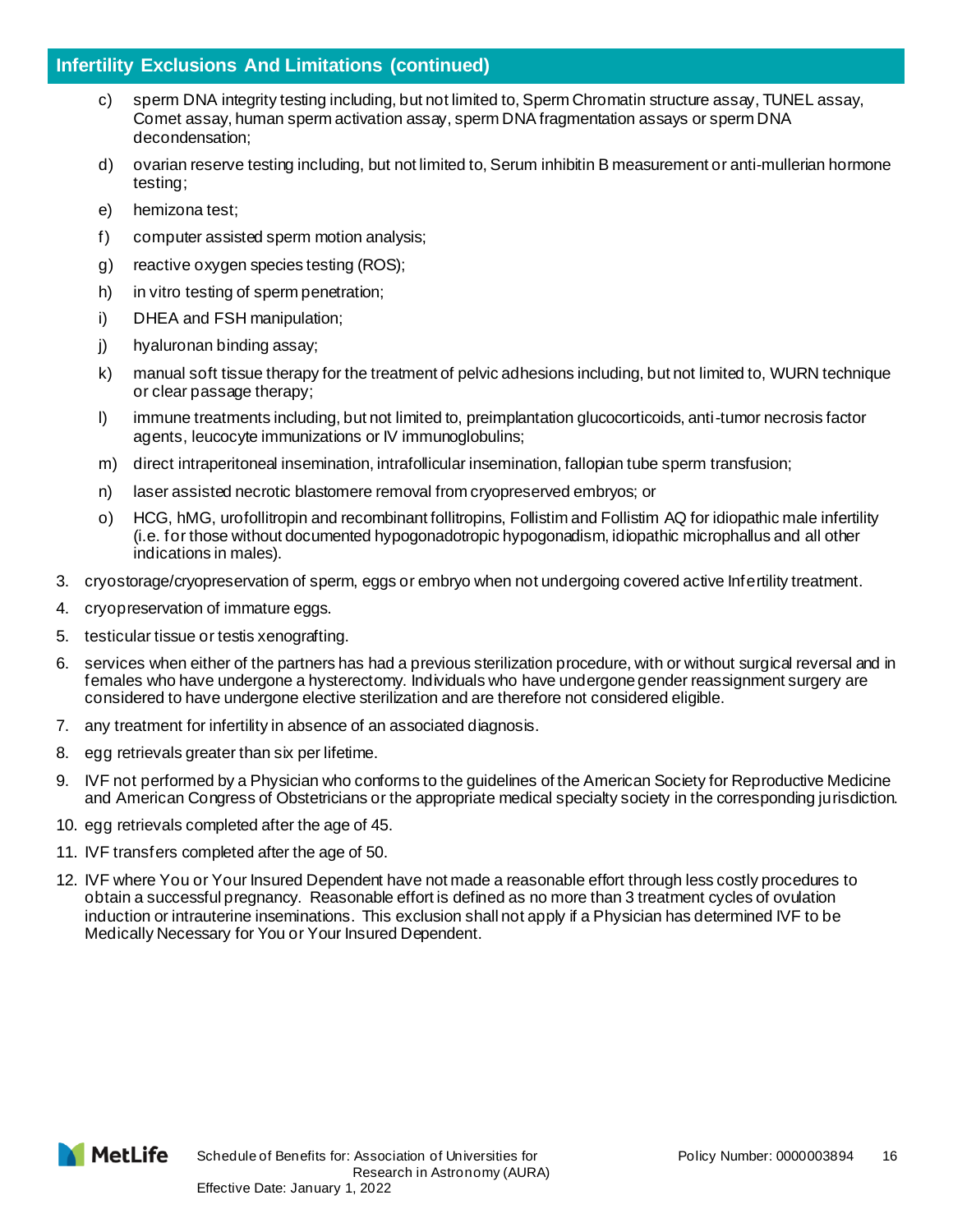## Infertility Exclusions And Limitations (continued)

   c) sperm DNA integrity testing including, but not limited to, Sperm Chromatin structure assay, TUNEL assay, Comet assay, human sperm activation assay, sperm DNA fragmentation assays or sperm DNA decondensation;

   d) ovarian reserve testing including, but not limited to, Serum inhibitin B measurement or anti-mullerian hormone testing;

   e) hemizona test;

   f) computer assisted sperm motion analysis;

   g) reactive oxygen species testing (ROS);

   h) in vitro testing of sperm penetration;

   i) DHEA and FSH manipulation;

   j) hyaluronan binding assay;

   k) manual soft tissue therapy for the treatment of pelvic adhesions including, but not limited to, WURN technique or clear passage therapy;

   l) immune treatments including, but not limited to, preimplantation glucocorticoids, anti-tumor necrosis factor agents, leucocyte immunizations or IV immunoglobulins;

   m) direct intraperitoneal insemination, intrafollicular insemination, fallopian tube sperm transfusion;

   n) laser assisted necrotic blastomere removal from cryopreserved embryos; or

   o) HCG, hMG, urofollitropin and recombinant follitropins, Follistim and Follistim AQ for idiopathic male infertility (i.e. for those without documented hypogonadotropic hypogonadism, idiopathic microphallus and all other indications in males).

3. cryostorage/cryopreservation of sperm, eggs or embryo when not undergoing covered active Infertility treatment.
4. cryopreservation of immature eggs.
5. testicular tissue or testis xenografting.
6. services when either of the partners has had a previous sterilization procedure, with or without surgical reversal and in females who have undergone a hysterectomy. Individuals who have undergone gender reassignment surgery are considered to have undergone elective sterilization and are therefore not considered eligible.
7. any treatment for infertility in absence of an associated diagnosis.
8. egg retrievals greater than six per lifetime.
9. IVF not performed by a Physician who conforms to the guidelines of the American Society for Reproductive Medicine and American Congress of Obstetricians or the appropriate medical specialty society in the corresponding jurisdiction.
10. egg retrievals completed after the age of 45.
11. IVF transfers completed after the age of 50.
12. IVF where You or Your Insured Dependent have not made a reasonable effort through less costly procedures to obtain a successful pregnancy. Reasonable effort is defined as no more than 3 treatment cycles of ovulation induction or intrauterine inseminations. This exclusion shall not apply if a Physician has determined IVF to be Medically Necessary for You or Your Insured Dependent.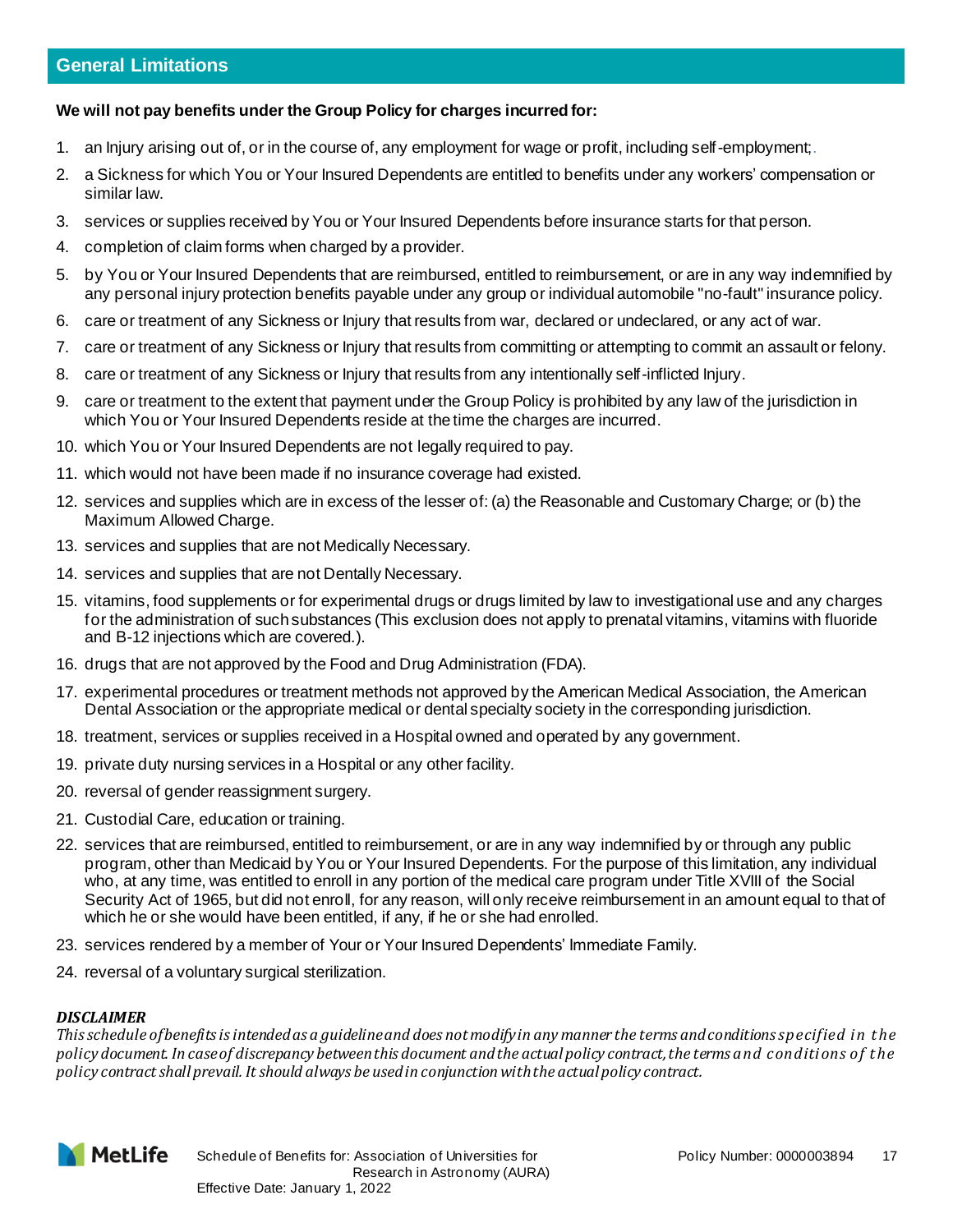## General Limitations

**We will not pay benefits under the Group Policy for charges incurred for:**

1. an Injury arising out of, or in the course of, any employment for wage or profit, including self-employment;.
2. a Sickness for which You or Your Insured Dependents are entitled to benefits under any workers' compensation or similar law.
3. services or supplies received by You or Your Insured Dependents before insurance starts for that person.
4. completion of claim forms when charged by a provider.
5. by You or Your Insured Dependents that are reimbursed, entitled to reimbursement, or are in any way indemnified by any personal injury protection benefits payable under any group or individual automobile "no-fault" insurance policy.
6. care or treatment of any Sickness or Injury that results from war, declared or undeclared, or any act of war.
7. care or treatment of any Sickness or Injury that results from committing or attempting to commit an assault or felony.
8. care or treatment of any Sickness or Injury that results from any intentionally self-inflicted Injury.
9. care or treatment to the extent that payment under the Group Policy is prohibited by any law of the jurisdiction in which You or Your Insured Dependents reside at the time the charges are incurred.
10. which You or Your Insured Dependents are not legally required to pay.
11. which would not have been made if no insurance coverage had existed.
12. services and supplies which are in excess of the lesser of: (a) the Reasonable and Customary Charge; or (b) the Maximum Allowed Charge.
13. services and supplies that are not Medically Necessary.
14. services and supplies that are not Dentally Necessary.
15. vitamins, food supplements or for experimental drugs or drugs limited by law to investigational use and any charges for the administration of such substances (This exclusion does not apply to prenatal vitamins, vitamins with fluoride and B-12 injections which are covered.).
16. drugs that are not approved by the Food and Drug Administration (FDA).
17. experimental procedures or treatment methods not approved by the American Medical Association, the American Dental Association or the appropriate medical or dental specialty society in the corresponding jurisdiction.
18. treatment, services or supplies received in a Hospital owned and operated by any government.
19. private duty nursing services in a Hospital or any other facility.
20. reversal of gender reassignment surgery.
21. Custodial Care, education or training.
22. services that are reimbursed, entitled to reimbursement, or are in any way indemnified by or through any public program, other than Medicaid by You or Your Insured Dependents. For the purpose of this limitation, any individual who, at any time, was entitled to enroll in any portion of the medical care program under Title XVIII of the Social Security Act of 1965, but did not enroll, for any reason, will only receive reimbursement in an amount equal to that of which he or she would have been entitled, if any, if he or she had enrolled.
23. services rendered by a member of Your or Your Insured Dependents' Immediate Family.
24. reversal of a voluntary surgical sterilization.

***DISCLAIMER***

*This schedule of benefits is intended as a guideline and does not modify in any manner the terms and conditions specified in the policy document. In case of discrepancy between this document and the actual policy contract, the terms and conditions of the policy contract shall prevail. It should always be used in conjunction with the actual policy contract.*